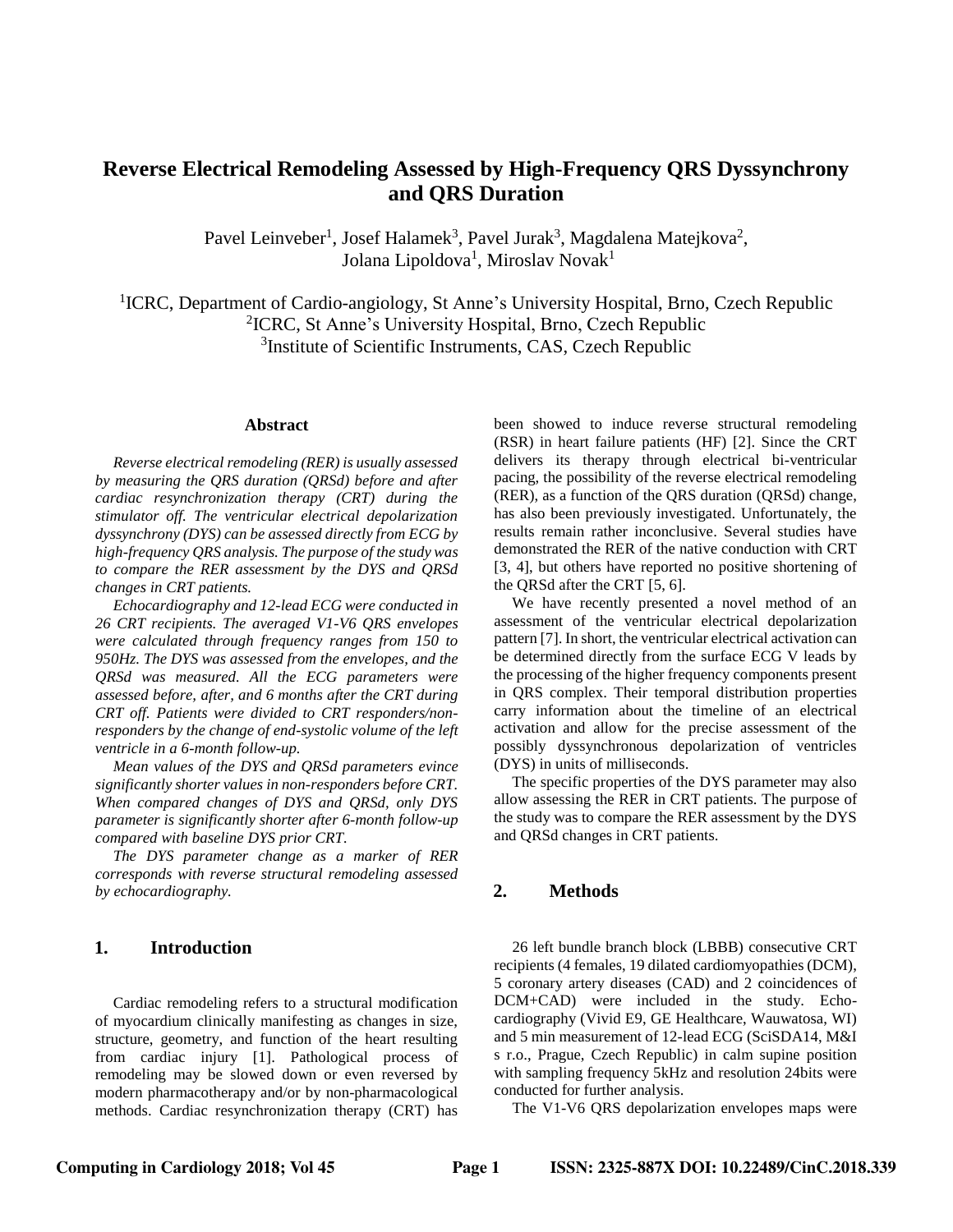# Reverse Electrical Remodeling Assessed by High-Frequency QRS Dyssynchrony and QRS Duration

Pavel Leinveber[1], Josef Halamek[3], Pavel Jurak[3], Magdalena Matejkova[2], Jolana Lipoldova[1], Miroslav Novak[1]

[1]ICRC, Department of Cardio-angiology, St Anne's University Hospital, Brno, Czech Republic
[2]ICRC, St Anne's University Hospital, Brno, Czech Republic
[3]Institute of Scientific Instruments, CAS, Czech Republic

### Abstract

*Reverse electrical remodeling (RER) is usually assessed by measuring the QRS duration (QRSd) before and after cardiac resynchronization therapy (CRT) during the stimulator off. The ventricular electrical depolarization dyssynchrony (DYS) can be assessed directly from ECG by high-frequency QRS analysis. The purpose of the study was to compare the RER assessment by the DYS and QRSd changes in CRT patients.*

*Echocardiography and 12-lead ECG were conducted in 26 CRT recipients. The averaged V1-V6 QRS envelopes were calculated through frequency ranges from 150 to 950Hz. The DYS was assessed from the envelopes, and the QRSd was measured. All the ECG parameters were assessed before, after, and 6 months after the CRT during CRT off. Patients were divided to CRT responders/non-responders by the change of end-systolic volume of the left ventricle in a 6-month follow-up.*

*Mean values of the DYS and QRSd parameters evince significantly shorter values in non-responders before CRT. When compared changes of DYS and QRSd, only DYS parameter is significantly shorter after 6-month follow-up compared with baseline DYS prior CRT.*

*The DYS parameter change as a marker of RER corresponds with reverse structural remodeling assessed by echocardiography.*

## 1. Introduction

Cardiac remodeling refers to a structural modification of myocardium clinically manifesting as changes in size, structure, geometry, and function of the heart resulting from cardiac injury [1]. Pathological process of remodeling may be slowed down or even reversed by modern pharmacotherapy and/or by non-pharmacological methods. Cardiac resynchronization therapy (CRT) has been showed to induce reverse structural remodeling (RSR) in heart failure patients (HF) [2]. Since the CRT delivers its therapy through electrical bi-ventricular pacing, the possibility of the reverse electrical remodeling (RER), as a function of the QRS duration (QRSd) change, has also been previously investigated. Unfortunately, the results remain rather inconclusive. Several studies have demonstrated the RER of the native conduction with CRT [3, 4], but others have reported no positive shortening of the QRSd after the CRT [5, 6].

We have recently presented a novel method of an assessment of the ventricular electrical depolarization pattern [7]. In short, the ventricular electrical activation can be determined directly from the surface ECG V leads by the processing of the higher frequency components present in QRS complex. Their temporal distribution properties carry information about the timeline of an electrical activation and allow for the precise assessment of the possibly dyssynchronous depolarization of ventricles (DYS) in units of milliseconds.

The specific properties of the DYS parameter may also allow assessing the RER in CRT patients. The purpose of the study was to compare the RER assessment by the DYS and QRSd changes in CRT patients.

## 2. Methods

26 left bundle branch block (LBBB) consecutive CRT recipients (4 females, 19 dilated cardiomyopathies (DCM), 5 coronary artery diseases (CAD) and 2 coincidences of DCM+CAD) were included in the study. Echocardiography (Vivid E9, GE Healthcare, Wauwatosa, WI) and 5 min measurement of 12-lead ECG (SciSDA14, M&I s r.o., Prague, Czech Republic) in calm supine position with sampling frequency 5kHz and resolution 24bits were conducted for further analysis.

The V1-V6 QRS depolarization envelopes maps were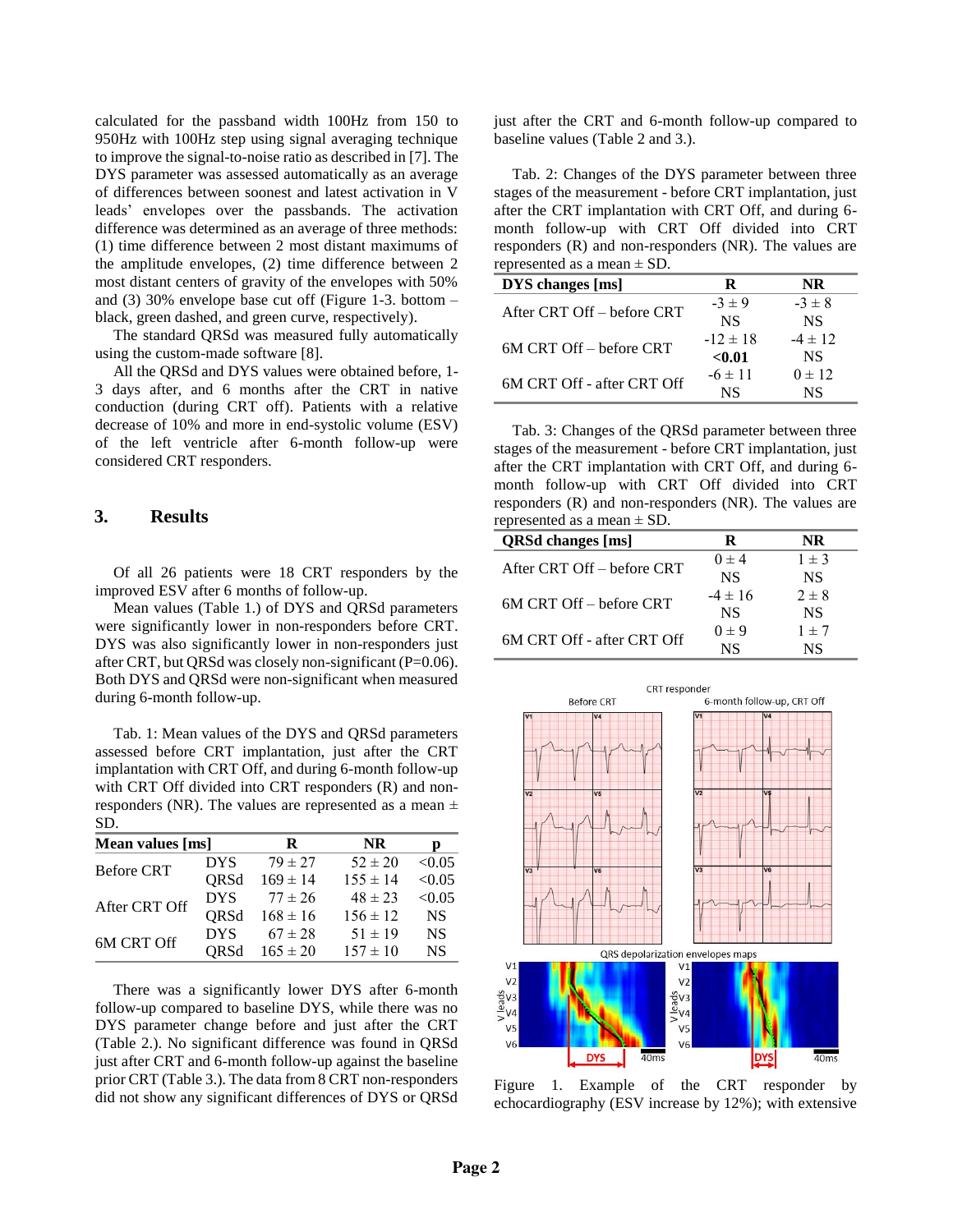calculated for the passband width 100Hz from 150 to 950Hz with 100Hz step using signal averaging technique to improve the signal-to-noise ratio as described in [7]. The DYS parameter was assessed automatically as an average of differences between soonest and latest activation in V leads' envelopes over the passbands. The activation difference was determined as an average of three methods: (1) time difference between 2 most distant maximums of the amplitude envelopes, (2) time difference between 2 most distant centers of gravity of the envelopes with 50% and (3) 30% envelope base cut off (Figure 1-3. bottom – black, green dashed, and green curve, respectively).

The standard QRSd was measured fully automatically using the custom-made software [8].

All the QRSd and DYS values were obtained before, 1-3 days after, and 6 months after the CRT in native conduction (during CRT off). Patients with a relative decrease of 10% and more in end-systolic volume (ESV) of the left ventricle after 6-month follow-up were considered CRT responders.

## 3. Results

Of all 26 patients were 18 CRT responders by the improved ESV after 6 months of follow-up.

Mean values (Table 1.) of DYS and QRSd parameters were significantly lower in non-responders before CRT. DYS was also significantly lower in non-responders just after CRT, but QRSd was closely non-significant (P=0.06). Both DYS and QRSd were non-significant when measured during 6-month follow-up.

Tab. 1: Mean values of the DYS and QRSd parameters assessed before CRT implantation, just after the CRT implantation with CRT Off, and during 6-month follow-up with CRT Off divided into CRT responders (R) and non-responders (NR). The values are represented as a mean ± SD.

| Mean values [ms] | | R | NR | p |
|---|---|---|---|---|
| Before CRT | DYS | 79 ± 27 | 52 ± 20 | <0.05 |
| | QRSd | 169 ± 14 | 155 ± 14 | <0.05 |
| After CRT Off | DYS | 77 ± 26 | 48 ± 23 | <0.05 |
| | QRSd | 168 ± 16 | 156 ± 12 | NS |
| 6M CRT Off | DYS | 67 ± 28 | 51 ± 19 | NS |
| | QRSd | 165 ± 20 | 157 ± 10 | NS |

There was a significantly lower DYS after 6-month follow-up compared to baseline DYS, while there was no DYS parameter change before and just after the CRT (Table 2.). No significant difference was found in QRSd just after CRT and 6-month follow-up against the baseline prior CRT (Table 3.). The data from 8 CRT non-responders did not show any significant differences of DYS or QRSd just after the CRT and 6-month follow-up compared to baseline values (Table 2 and 3.).

Tab. 2: Changes of the DYS parameter between three stages of the measurement - before CRT implantation, just after the CRT implantation with CRT Off, and during 6-month follow-up with CRT Off divided into CRT responders (R) and non-responders (NR). The values are represented as a mean ± SD.

| DYS changes [ms] | R | NR |
|---|---|---|
| After CRT Off – before CRT | -3 ± 9<br>NS | -3 ± 8<br>NS |
| 6M CRT Off – before CRT | -12 ± 18<br>**<0.01** | -4 ± 12<br>NS |
| 6M CRT Off - after CRT Off | -6 ± 11<br>NS | 0 ± 12<br>NS |

Tab. 3: Changes of the QRSd parameter between three stages of the measurement - before CRT implantation, just after the CRT implantation with CRT Off, and during 6-month follow-up with CRT Off divided into CRT responders (R) and non-responders (NR). The values are represented as a mean ± SD.

| QRSd changes [ms] | R | NR |
|---|---|---|
| After CRT Off – before CRT | 0 ± 4<br>NS | 1 ± 3<br>NS |
| 6M CRT Off – before CRT | -4 ± 16<br>NS | 2 ± 8<br>NS |
| 6M CRT Off - after CRT Off | 0 ± 9<br>NS | 1 ± 7<br>NS |

Figure 1. Example of the CRT responder by echocardiography (ESV increase by 12%); with extensive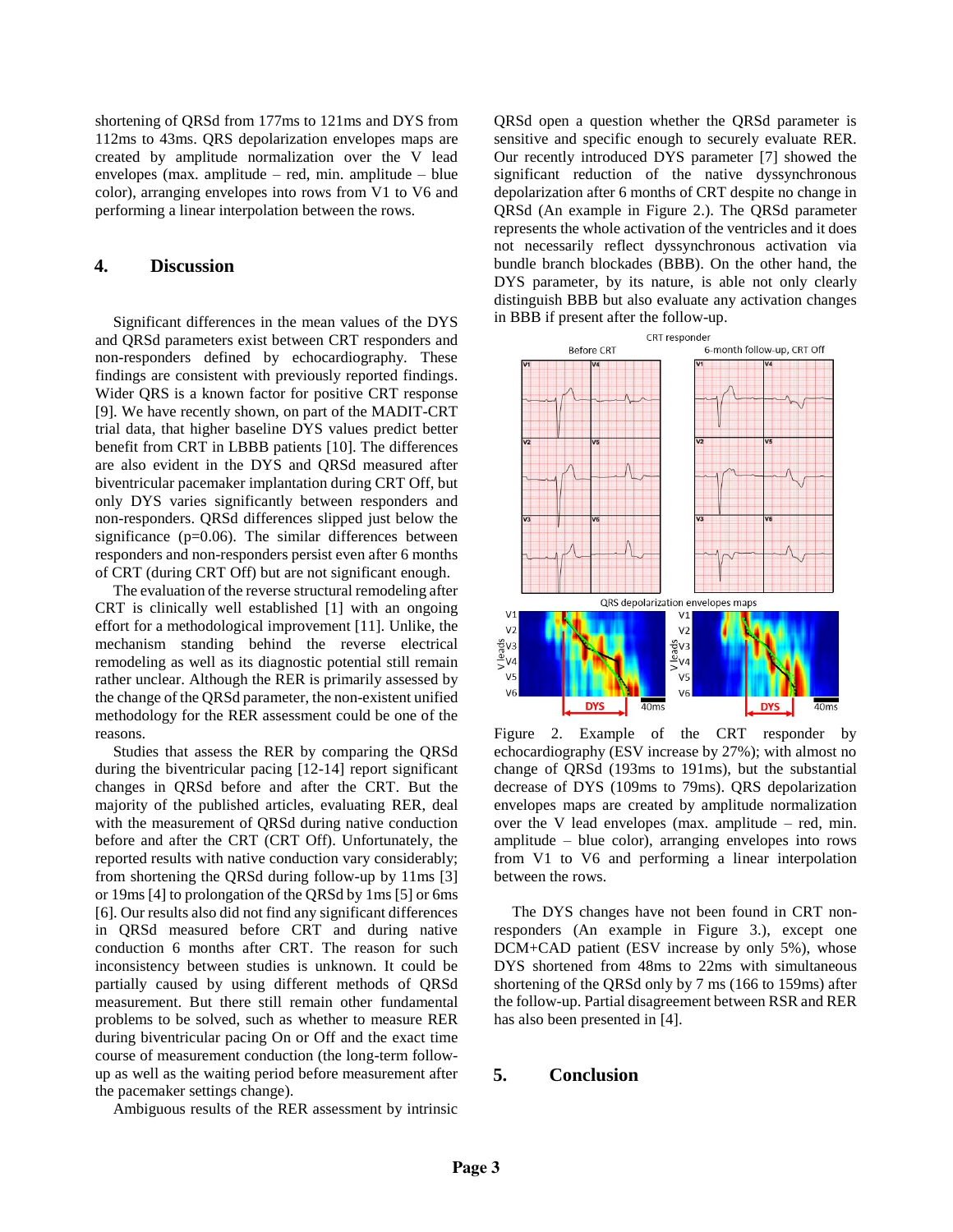shortening of QRSd from 177ms to 121ms and DYS from 112ms to 43ms. QRS depolarization envelopes maps are created by amplitude normalization over the V lead envelopes (max. amplitude – red, min. amplitude – blue color), arranging envelopes into rows from V1 to V6 and performing a linear interpolation between the rows.

## 4. Discussion

Significant differences in the mean values of the DYS and QRSd parameters exist between CRT responders and non-responders defined by echocardiography. These findings are consistent with previously reported findings. Wider QRS is a known factor for positive CRT response [9]. We have recently shown, on part of the MADIT-CRT trial data, that higher baseline DYS values predict better benefit from CRT in LBBB patients [10]. The differences are also evident in the DYS and QRSd measured after biventricular pacemaker implantation during CRT Off, but only DYS varies significantly between responders and non-responders. QRSd differences slipped just below the significance (p=0.06). The similar differences between responders and non-responders persist even after 6 months of CRT (during CRT Off) but are not significant enough.

The evaluation of the reverse structural remodeling after CRT is clinically well established [1] with an ongoing effort for a methodological improvement [11]. Unlike, the mechanism standing behind the reverse electrical remodeling as well as its diagnostic potential still remain rather unclear. Although the RER is primarily assessed by the change of the QRSd parameter, the non-existent unified methodology for the RER assessment could be one of the reasons.

Studies that assess the RER by comparing the QRSd during the biventricular pacing [12-14] report significant changes in QRSd before and after the CRT. But the majority of the published articles, evaluating RER, deal with the measurement of QRSd during native conduction before and after the CRT (CRT Off). Unfortunately, the reported results with native conduction vary considerably; from shortening the QRSd during follow-up by 11ms [3] or 19ms [4] to prolongation of the QRSd by 1ms [5] or 6ms [6]. Our results also did not find any significant differences in QRSd measured before CRT and during native conduction 6 months after CRT. The reason for such inconsistency between studies is unknown. It could be partially caused by using different methods of QRSd measurement. But there still remain other fundamental problems to be solved, such as whether to measure RER during biventricular pacing On or Off and the exact time course of measurement conduction (the long-term follow-up as well as the waiting period before measurement after the pacemaker settings change).

Ambiguous results of the RER assessment by intrinsic QRSd open a question whether the QRSd parameter is sensitive and specific enough to securely evaluate RER. Our recently introduced DYS parameter [7] showed the significant reduction of the native dyssynchronous depolarization after 6 months of CRT despite no change in QRSd (An example in Figure 2.). The QRSd parameter represents the whole activation of the ventricles and it does not necessarily reflect dyssynchronous activation via bundle branch blockades (BBB). On the other hand, the DYS parameter, by its nature, is able not only clearly distinguish BBB but also evaluate any activation changes in BBB if present after the follow-up.

Figure 2. Example of the CRT responder by echocardiography (ESV increase by 27%); with almost no change of QRSd (193ms to 191ms), but the substantial decrease of DYS (109ms to 79ms). QRS depolarization envelopes maps are created by amplitude normalization over the V lead envelopes (max. amplitude – red, min. amplitude – blue color), arranging envelopes into rows from V1 to V6 and performing a linear interpolation between the rows.

The DYS changes have not been found in CRT non-responders (An example in Figure 3.), except one DCM+CAD patient (ESV increase by only 5%), whose DYS shortened from 48ms to 22ms with simultaneous shortening of the QRSd only by 7 ms (166 to 159ms) after the follow-up. Partial disagreement between RSR and RER has also been presented in [4].

## 5. Conclusion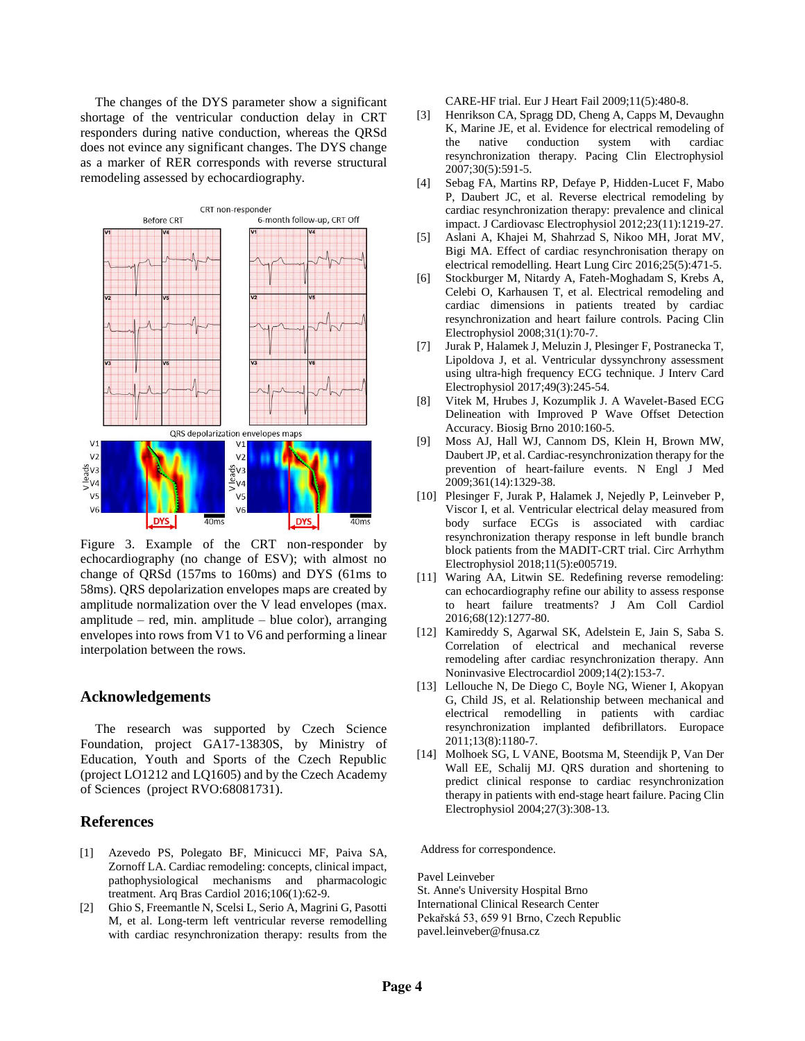The changes of the DYS parameter show a significant shortage of the ventricular conduction delay in CRT responders during native conduction, whereas the QRSd does not evince any significant changes. The DYS change as a marker of RER corresponds with reverse structural remodeling assessed by echocardiography.

CRT non-responder

Before CRT

6-month follow-up, CRT Off

V1 V4 V2 V5 V3 V6

QRS depolarization envelopes maps

V1 V2 V3 V4 V5 V6

V leads

DYS

40ms

Figure 3. Example of the CRT non-responder by echocardiography (no change of ESV); with almost no change of QRSd (157ms to 160ms) and DYS (61ms to 58ms). QRS depolarization envelopes maps are created by amplitude normalization over the V lead envelopes (max. amplitude – red, min. amplitude – blue color), arranging envelopes into rows from V1 to V6 and performing a linear interpolation between the rows.

## Acknowledgements

The research was supported by Czech Science Foundation, project GA17-13830S, by Ministry of Education, Youth and Sports of the Czech Republic (project LO1212 and LQ1605) and by the Czech Academy of Sciences (project RVO:68081731).

## References

[1] Azevedo PS, Polegato BF, Minicucci MF, Paiva SA, Zornoff LA. Cardiac remodeling: concepts, clinical impact, pathophysiological mechanisms and pharmacologic treatment. Arq Bras Cardiol 2016;106(1):62-9.

[2] Ghio S, Freemantle N, Scelsi L, Serio A, Magrini G, Pasotti M, et al. Long-term left ventricular reverse remodelling with cardiac resynchronization therapy: results from the CARE-HF trial. Eur J Heart Fail 2009;11(5):480-8.

[3] Henrikson CA, Spragg DD, Cheng A, Capps M, Devaughn K, Marine JE, et al. Evidence for electrical remodeling of the native conduction system with cardiac resynchronization therapy. Pacing Clin Electrophysiol 2007;30(5):591-5.

[4] Sebag FA, Martins RP, Defaye P, Hidden-Lucet F, Mabo P, Daubert JC, et al. Reverse electrical remodeling by cardiac resynchronization therapy: prevalence and clinical impact. J Cardiovasc Electrophysiol 2012;23(11):1219-27.

[5] Aslani A, Khajei M, Shahrzad S, Nikoo MH, Jorat MV, Bigi MA. Effect of cardiac resynchronisation therapy on electrical remodelling. Heart Lung Circ 2016;25(5):471-5.

[6] Stockburger M, Nitardy A, Fateh-Moghadam S, Krebs A, Celebi O, Karhausen T, et al. Electrical remodeling and cardiac dimensions in patients treated by cardiac resynchronization and heart failure controls. Pacing Clin Electrophysiol 2008;31(1):70-7.

[7] Jurak P, Halamek J, Meluzin J, Plesinger F, Postranecka T, Lipoldova J, et al. Ventricular dyssynchrony assessment using ultra-high frequency ECG technique. J Interv Card Electrophysiol 2017;49(3):245-54.

[8] Vitek M, Hrubes J, Kozumplik J. A Wavelet-Based ECG Delineation with Improved P Wave Offset Detection Accuracy. Biosig Brno 2010:160-5.

[9] Moss AJ, Hall WJ, Cannom DS, Klein H, Brown MW, Daubert JP, et al. Cardiac-resynchronization therapy for the prevention of heart-failure events. N Engl J Med 2009;361(14):1329-38.

[10] Plesinger F, Jurak P, Halamek J, Nejedly P, Leinveber P, Viscor I, et al. Ventricular electrical delay measured from body surface ECGs is associated with cardiac resynchronization therapy response in left bundle branch block patients from the MADIT-CRT trial. Circ Arrhythm Electrophysiol 2018;11(5):e005719.

[11] Waring AA, Litwin SE. Redefining reverse remodeling: can echocardiography refine our ability to assess response to heart failure treatments? J Am Coll Cardiol 2016;68(12):1277-80.

[12] Kamireddy S, Agarwal SK, Adelstein E, Jain S, Saba S. Correlation of electrical and mechanical reverse remodeling after cardiac resynchronization therapy. Ann Noninvasive Electrocardiol 2009;14(2):153-7.

[13] Lellouche N, De Diego C, Boyle NG, Wiener I, Akopyan G, Child JS, et al. Relationship between mechanical and electrical remodelling in patients with cardiac resynchronization implanted defibrillators. Europace 2011;13(8):1180-7.

[14] Molhoek SG, L VANE, Bootsma M, Steendijk P, Van Der Wall EE, Schalij MJ. QRS duration and shortening to predict clinical response to cardiac resynchronization therapy in patients with end-stage heart failure. Pacing Clin Electrophysiol 2004;27(3):308-13.

Address for correspondence.

Pavel Leinveber
St. Anne's University Hospital Brno
International Clinical Research Center
Pekařská 53, 659 91 Brno, Czech Republic
pavel.leinveber@fnusa.cz